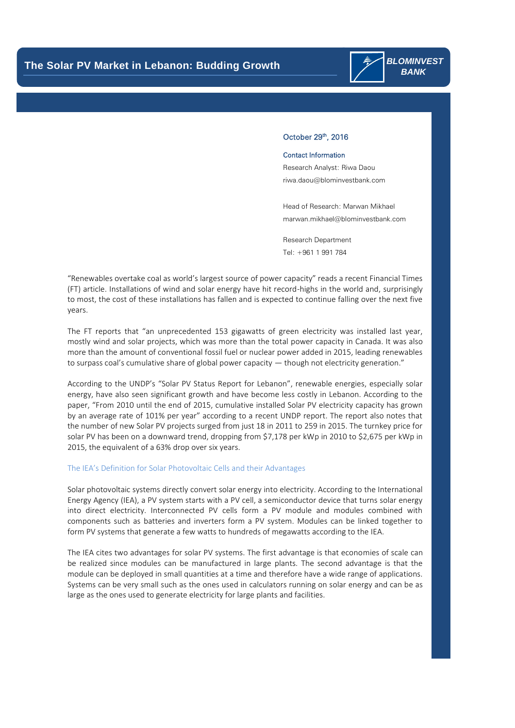# The Solar PV Market in Lebanon: Budding Growth

BLOMINVEST BANK

October 29th, 2016

**Contact Information**

Research Analyst: Riwa Daou

riwa.daou@blominvestbank.com

Head of Research: Marwan Mikhael

marwan.mikhael@blominvestbank.com

Research Department

Tel: +961 1 991 784

"Renewables overtake coal as world's largest source of power capacity" reads a recent Financial Times (FT) article. Installations of wind and solar energy have hit record-highs in the world and, surprisingly to most, the cost of these installations has fallen and is expected to continue falling over the next five years.

The FT reports that "an unprecedented 153 gigawatts of green electricity was installed last year, mostly wind and solar projects, which was more than the total power capacity in Canada. It was also more than the amount of conventional fossil fuel or nuclear power added in 2015, leading renewables to surpass coal's cumulative share of global power capacity — though not electricity generation."

According to the UNDP's "Solar PV Status Report for Lebanon", renewable energies, especially solar energy, have also seen significant growth and have become less costly in Lebanon. According to the paper, "From 2010 until the end of 2015, cumulative installed Solar PV electricity capacity has grown by an average rate of 101% per year" according to a recent UNDP report. The report also notes that the number of new Solar PV projects surged from just 18 in 2011 to 259 in 2015. The turnkey price for solar PV has been on a downward trend, dropping from $7,178 per kWp in 2010 to $2,675 per kWp in 2015, the equivalent of a 63% drop over six years.

## The IEA's Definition for Solar Photovoltaic Cells and their Advantages

Solar photovoltaic systems directly convert solar energy into electricity. According to the International Energy Agency (IEA), a PV system starts with a PV cell, a semiconductor device that turns solar energy into direct electricity. Interconnected PV cells form a PV module and modules combined with components such as batteries and inverters form a PV system. Modules can be linked together to form PV systems that generate a few watts to hundreds of megawatts according to the IEA.

The IEA cites two advantages for solar PV systems. The first advantage is that economies of scale can be realized since modules can be manufactured in large plants. The second advantage is that the module can be deployed in small quantities at a time and therefore have a wide range of applications. Systems can be very small such as the ones used in calculators running on solar energy and can be as large as the ones used to generate electricity for large plants and facilities.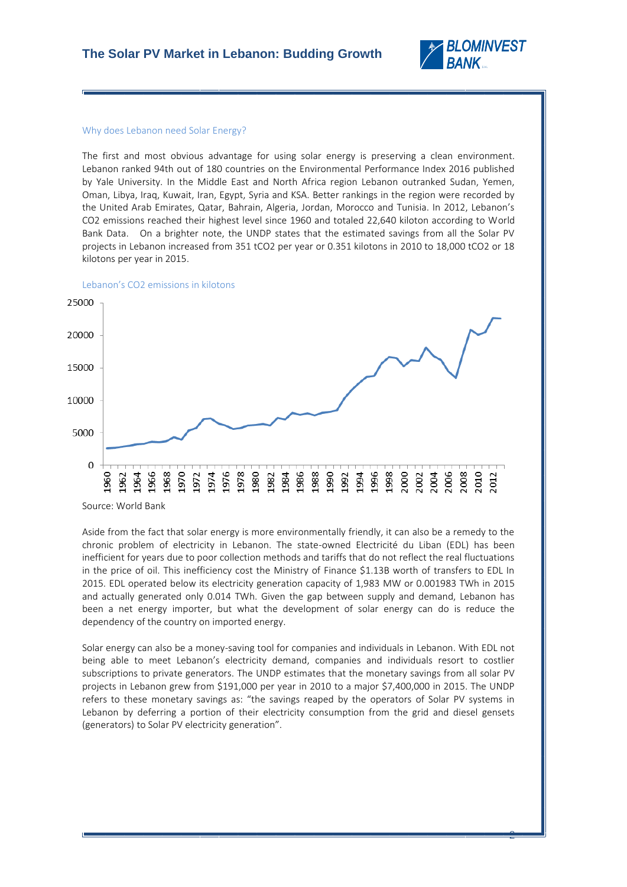## Why does Lebanon need Solar Energy?

The first and most obvious advantage for using solar energy is preserving a clean environment. Lebanon ranked 94th out of 180 countries on the Environmental Performance Index 2016 published by Yale University. In the Middle East and North Africa region Lebanon outranked Sudan, Yemen, Oman, Libya, Iraq, Kuwait, Iran, Egypt, Syria and KSA. Better rankings in the region were recorded by the United Arab Emirates, Qatar, Bahrain, Algeria, Jordan, Morocco and Tunisia. In 2012, Lebanon's $CO_2$ emissions reached their highest level since 1960 and totaled 22,640 kiloton according to World Bank Data. On a brighter note, the UNDP states that the estimated savings from all the Solar PV projects in Lebanon increased from 351 $tCO_2$ per year or 0.351 kilotons in 2010 to 18,000 $tCO_2$ or 18 kilotons per year in 2015.

Lebanon's $CO_2$ emissions in kilotons

Source: World Bank

Aside from the fact that solar energy is more environmentally friendly, it can also be a remedy to the chronic problem of electricity in Lebanon. The state-owned Electricité du Liban (EDL) has been inefficient for years due to poor collection methods and tariffs that do not reflect the real fluctuations in the price of oil. This inefficiency cost the Ministry of Finance $1.13B worth of transfers to EDL In 2015. EDL operated below its electricity generation capacity of 1,983 MW or 0.001983 TWh in 2015 and actually generated only 0.014 TWh. Given the gap between supply and demand, Lebanon has been a net energy importer, but what the development of solar energy can do is reduce the dependency of the country on imported energy.

Solar energy can also be a money-saving tool for companies and individuals in Lebanon. With EDL not being able to meet Lebanon's electricity demand, companies and individuals resort to costlier subscriptions to private generators. The UNDP estimates that the monetary savings from all solar PV projects in Lebanon grew from $191,000 per year in 2010 to a major $7,400,000 in 2015. The UNDP refers to these monetary savings as: "the savings reaped by the operators of Solar PV systems in Lebanon by deferring a portion of their electricity consumption from the grid and diesel gensets (generators) to Solar PV electricity generation".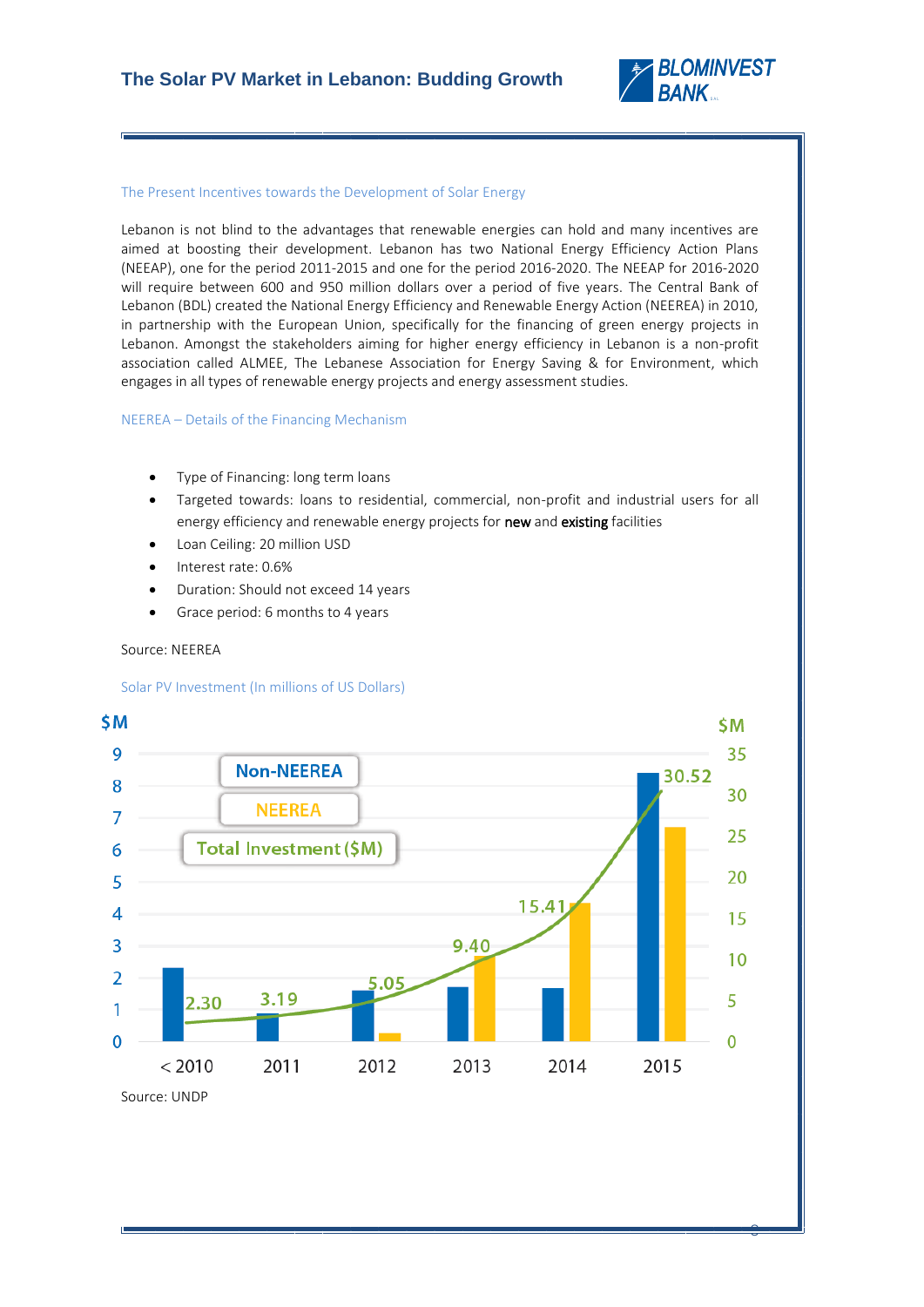### The Present Incentives towards the Development of Solar Energy

Lebanon is not blind to the advantages that renewable energies can hold and many incentives are aimed at boosting their development. Lebanon has two National Energy Efficiency Action Plans (NEEAP), one for the period 2011-2015 and one for the period 2016-2020. The NEEAP for 2016-2020 will require between 600 and 950 million dollars over a period of five years. The Central Bank of Lebanon (BDL) created the National Energy Efficiency and Renewable Energy Action (NEEREA) in 2010, in partnership with the European Union, specifically for the financing of green energy projects in Lebanon. Amongst the stakeholders aiming for higher energy efficiency in Lebanon is a non-profit association called ALMEE, The Lebanese Association for Energy Saving & for Environment, which engages in all types of renewable energy projects and energy assessment studies.

### NEEREA – Details of the Financing Mechanism

- Type of Financing: long term loans
- Targeted towards: loans to residential, commercial, non-profit and industrial users for all energy efficiency and renewable energy projects for **new** and **existing** facilities
- Loan Ceiling: 20 million USD
- Interest rate: 0.6%
- Duration: Should not exceed 14 years
- Grace period: 6 months to 4 years

Source: NEEREA

### Solar PV Investment (In millions of US Dollars)

| | < 2010 | 2011 | 2012 | 2013 | 2014 | 2015 |
|---|---|---|---|---|---|---|
| Total Investment ($M) | 2.30 | 3.19 | 5.05 | 9.40 | 15.41 | 30.52 |

Legend: Non-NEEREA; NEEREA; Total Investment ($M)

Source: UNDP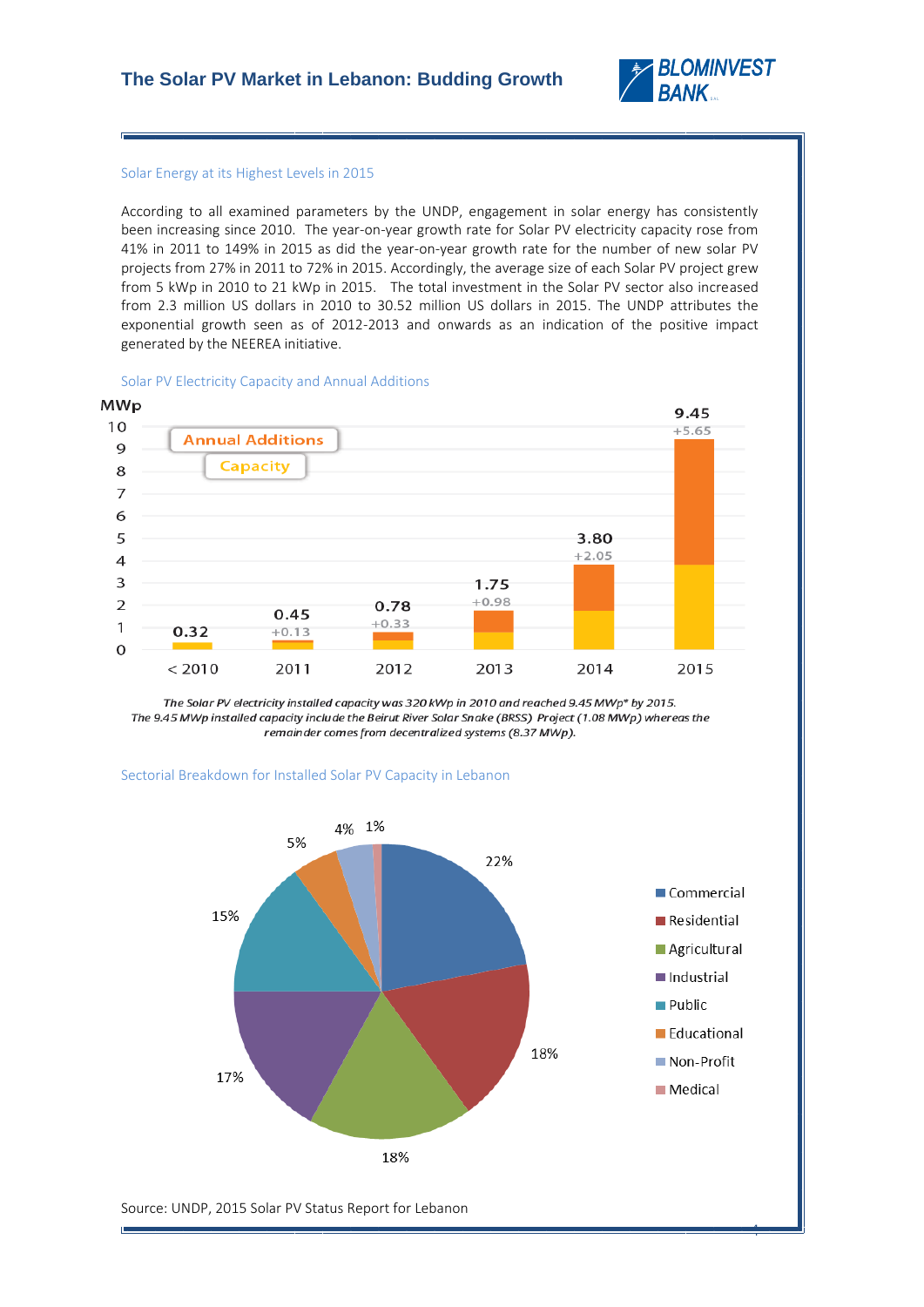Solar Energy at its Highest Levels in 2015

According to all examined parameters by the UNDP, engagement in solar energy has consistently been increasing since 2010. The year-on-year growth rate for Solar PV electricity capacity rose from 41% in 2011 to 149% in 2015 as did the year-on-year growth rate for the number of new solar PV projects from 27% in 2011 to 72% in 2015. Accordingly, the average size of each Solar PV project grew from 5 kWp in 2010 to 21 kWp in 2015. The total investment in the Solar PV sector also increased from 2.3 million US dollars in 2010 to 30.52 million US dollars in 2015. The UNDP attributes the exponential growth seen as of 2012-2013 and onwards as an indication of the positive impact generated by the NEEREA initiative.

Solar PV Electricity Capacity and Annual Additions

| Year | Capacity (MWp) | Annual Additions (MWp) |
|---|---|---|
| < 2010 | 0.32 | |
| 2011 | 0.45 | +0.13 |
| 2012 | 0.78 | +0.33 |
| 2013 | 1.75 | +0.98 |
| 2014 | 3.80 | +2.05 |
| 2015 | 9.45 | +5.65 |

*The Solar PV electricity installed capacity was 320 kWp in 2010 and reached 9.45 MWp\* by 2015. The 9.45 MWp installed capacity include the Beirut River Solar Snake (BRSS) Project (1.08 MWp) whereas the remainder comes from decentralized systems (8.37 MWp).*

Sectorial Breakdown for Installed Solar PV Capacity in Lebanon

| Sector | Share |
|---|---|
| Commercial | 22% |
| Residential | 18% |
| Agricultural | 18% |
| Industrial | 17% |
| Public | 15% |
| Educational | 5% |
| Non-Profit | 4% |
| Medical | 1% |

Source: UNDP, 2015 Solar PV Status Report for Lebanon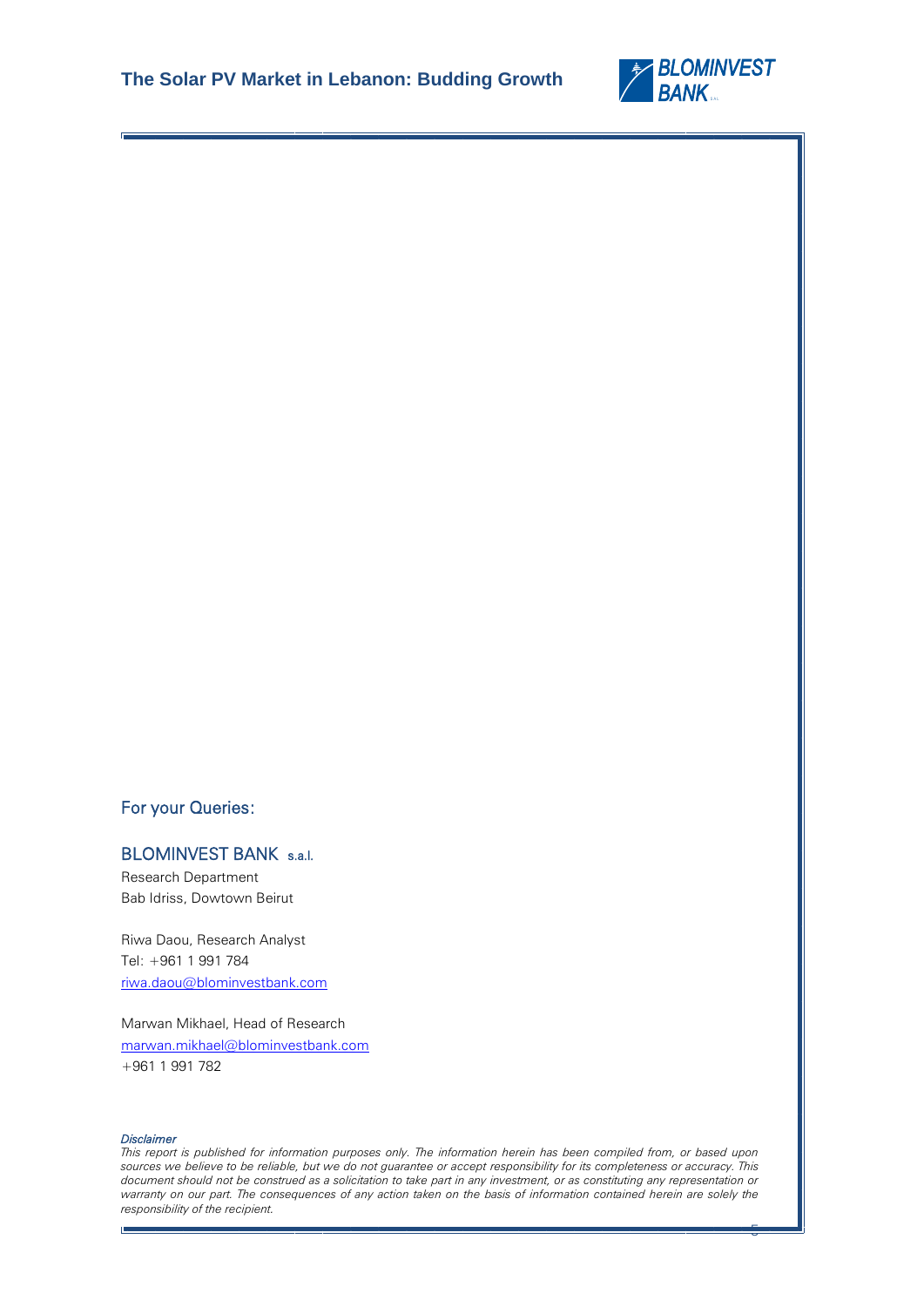## For your Queries:

### BLOMINVEST BANK s.a.l.

Research Department
Bab Idriss, Dowtown Beirut

Riwa Daou, Research Analyst
Tel: +961 1 991 784
riwa.daou@blominvestbank.com

Marwan Mikhael, Head of Research
marwan.mikhael@blominvestbank.com
+961 1 991 782

***Disclaimer***

*This report is published for information purposes only. The information herein has been compiled from, or based upon sources we believe to be reliable, but we do not guarantee or accept responsibility for its completeness or accuracy. This document should not be construed as a solicitation to take part in any investment, or as constituting any representation or warranty on our part. The consequences of any action taken on the basis of information contained herein are solely the responsibility of the recipient.*